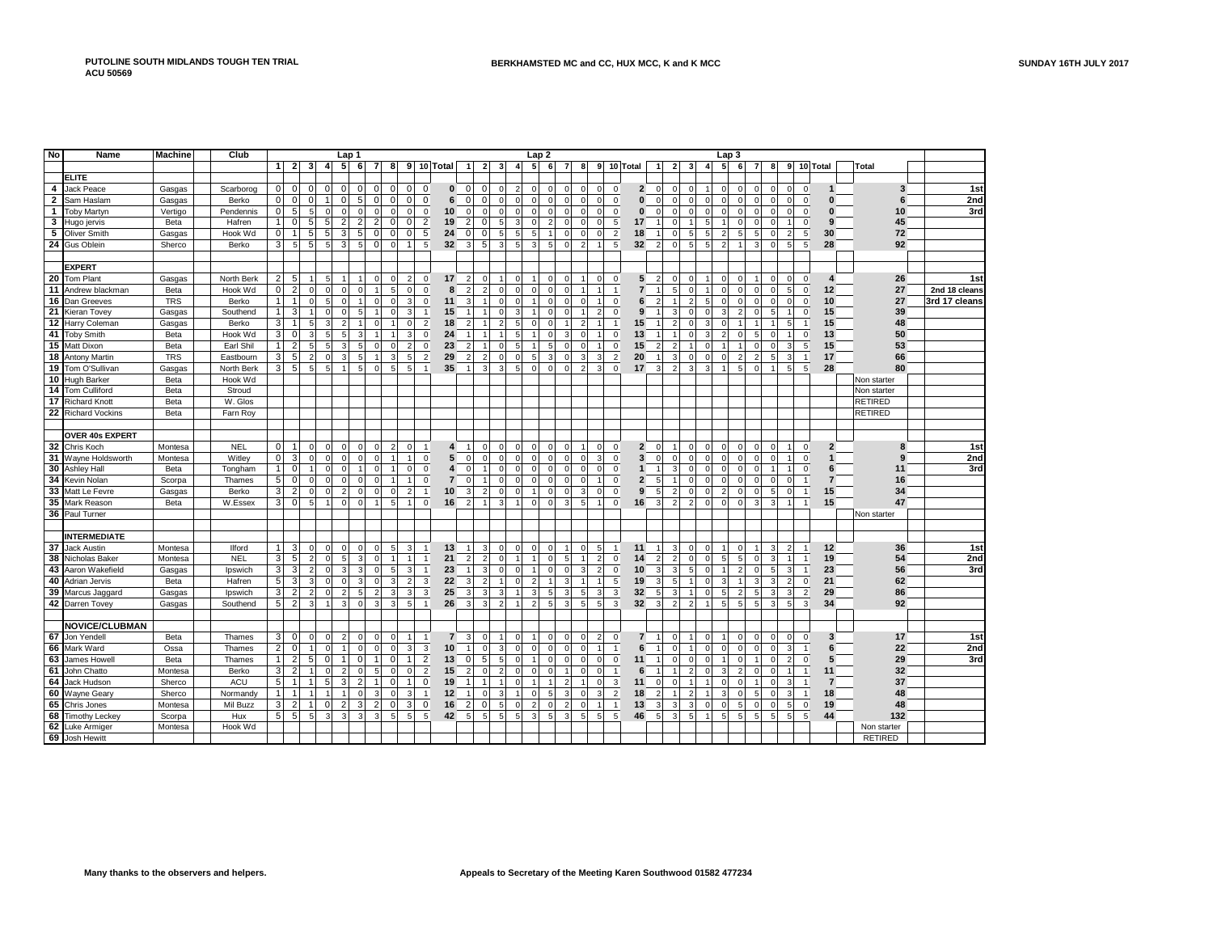**PUTOLINE SOUTH MIDLANDS TOUGH TEN TRIAL**
**ACU 50569**

**BERKHAMSTED MC and CC, HUX MCC, K and K MCC**

**SUNDAY 16TH JULY 2017**

| No | Name | Machine | Club | Lap 1 | | | | | | | | | | | Lap 2 | | | | | | | | | | | Lap 3 | | | | | | | | | | | | |
|---|---|---|---|---|---|---|---|---|---|---|---|---|---|---|---|---|---|---|---|---|---|---|---|---|---|---|---|---|---|---|---|---|---|---|---|---|---|---|
| | | | | 1 | 2 | 3 | 4 | 5 | 6 | 7 | 8 | 9 | 10 | Total | 1 | 2 | 3 | 4 | 5 | 6 | 7 | 8 | 9 | 10 | Total | 1 | 2 | 3 | 4 | 5 | 6 | 7 | 8 | 9 | 10 | Total | Total | |
| | **ELITE** | | | | | | | | | | | | | | | | | | | | | | | | | | | | | | | | | | | | | |
| 4 | Jack Peace | Gasgas | Scarborog | 0 | 0 | 0 | 0 | 0 | 0 | 0 | 0 | 0 | 0 | 0 | 0 | 0 | 0 | 2 | 0 | 0 | 0 | 0 | 0 | 0 | 2 | 0 | 0 | 0 | 1 | 0 | 0 | 0 | 0 | 0 | 0 | 1 | 3 | 1st |
| 2 | Sam Haslam | Gasgas | Berko | 0 | 0 | 0 | 1 | 0 | 5 | 0 | 0 | 0 | 0 | 6 | 0 | 0 | 0 | 0 | 0 | 0 | 0 | 0 | 0 | 0 | 0 | 0 | 0 | 0 | 0 | 0 | 0 | 0 | 0 | 0 | 0 | 0 | 6 | 2nd |
| 1 | Toby Martyn | Vertigo | Pendennis | 0 | 5 | 5 | 0 | 0 | 0 | 0 | 0 | 0 | 0 | 10 | 0 | 0 | 0 | 0 | 0 | 0 | 0 | 0 | 0 | 0 | 0 | 0 | 0 | 0 | 0 | 0 | 0 | 0 | 0 | 0 | 0 | 0 | 10 | 3rd |
| 3 | Hugo jervis | Beta | Hafren | 1 | 0 | 5 | 5 | 2 | 2 | 2 | 0 | 0 | 2 | 19 | 2 | 0 | 5 | 3 | 0 | 2 | 0 | 0 | 0 | 5 | 17 | 1 | 0 | 1 | 5 | 1 | 0 | 0 | 0 | 1 | 0 | 9 | 45 | |
| 5 | Oliver Smith | Gasgas | Hook Wd | 0 | 1 | 5 | 5 | 3 | 5 | 0 | 0 | 0 | 5 | 24 | 0 | 0 | 5 | 5 | 5 | 1 | 0 | 0 | 0 | 2 | 18 | 1 | 0 | 5 | 5 | 2 | 5 | 5 | 0 | 2 | 5 | 30 | 72 | |
| 24 | Gus Oblein | Sherco | Berko | 3 | 5 | 5 | 5 | 3 | 5 | 0 | 0 | 1 | 5 | 32 | 3 | 5 | 3 | 5 | 3 | 5 | 0 | 2 | 1 | 5 | 32 | 2 | 0 | 5 | 5 | 2 | 1 | 3 | 0 | 5 | 5 | 28 | 92 | |
| | **EXPERT** | | | | | | | | | | | | | | | | | | | | | | | | | | | | | | | | | | | | | |
| 20 | Tom Plant | Gasgas | North Berk | 2 | 5 | 1 | 5 | 1 | 1 | 0 | 0 | 2 | 0 | 17 | 2 | 0 | 1 | 0 | 1 | 0 | 0 | 1 | 0 | 0 | 5 | 2 | 0 | 0 | 1 | 0 | 0 | 1 | 0 | 0 | 0 | 4 | 26 | 1st |
| 11 | Andrew blackman | Beta | Hook Wd | 0 | 2 | 0 | 0 | 0 | 0 | 1 | 5 | 0 | 0 | 8 | 2 | 2 | 0 | 0 | 0 | 0 | 0 | 1 | 1 | 1 | 7 | 1 | 5 | 0 | 1 | 0 | 0 | 0 | 0 | 5 | 0 | 12 | 27 | 2nd 18 cleans |
| 16 | Dan Greeves | TRS | Berko | 1 | 1 | 0 | 5 | 0 | 1 | 0 | 0 | 3 | 0 | 11 | 3 | 1 | 0 | 0 | 1 | 0 | 0 | 0 | 1 | 0 | 6 | 2 | 1 | 2 | 5 | 0 | 0 | 0 | 0 | 0 | 0 | 10 | 27 | 3rd 17 cleans |
| 21 | Kieran Tovey | Gasgas | Southend | 1 | 3 | 1 | 0 | 0 | 5 | 1 | 0 | 3 | 1 | 15 | 1 | 1 | 0 | 3 | 1 | 0 | 0 | 1 | 2 | 0 | 9 | 1 | 3 | 0 | 0 | 3 | 2 | 0 | 5 | 1 | 0 | 15 | 39 | |
| 12 | Harry Coleman | Gasgas | Berko | 3 | 1 | 5 | 3 | 2 | 1 | 0 | 1 | 0 | 2 | 18 | 2 | 1 | 2 | 5 | 0 | 0 | 1 | 2 | 1 | 1 | 15 | 1 | 2 | 0 | 3 | 0 | 1 | 1 | 1 | 5 | 1 | 15 | 48 | |
| 41 | Toby Smith | Beta | Hook Wd | 3 | 0 | 3 | 5 | 5 | 3 | 1 | 1 | 3 | 0 | 24 | 1 | 1 | 1 | 5 | 1 | 0 | 3 | 0 | 1 | 0 | 13 | 1 | 1 | 0 | 3 | 2 | 0 | 5 | 0 | 1 | 0 | 13 | 50 | |
| 15 | Matt Dixon | Beta | Earl Shil | 1 | 2 | 5 | 3 | 3 | 5 | 0 | 0 | 2 | 0 | 23 | 2 | 1 | 0 | 5 | 1 | 5 | 0 | 0 | 1 | 0 | 15 | 2 | 2 | 1 | 0 | 1 | 1 | 0 | 0 | 3 | 5 | 15 | 53 | |
| 18 | Antony Martin | TRS | Eastbourn | 3 | 5 | 2 | 0 | 3 | 5 | 1 | 3 | 5 | 2 | 29 | 2 | 2 | 0 | 0 | 5 | 3 | 0 | 3 | 3 | 2 | 20 | 1 | 3 | 0 | 0 | 0 | 2 | 2 | 5 | 3 | 1 | 17 | 66 | |
| 19 | Tom O'Sullivan | Gasgas | North Berk | 3 | 5 | 5 | 5 | 1 | 5 | 0 | 5 | 5 | 1 | 35 | 1 | 3 | 3 | 5 | 0 | 0 | 0 | 2 | 3 | 0 | 17 | 3 | 2 | 3 | 3 | 1 | 5 | 0 | 1 | 5 | 5 | 28 | 80 | |
| 10 | Hugh Barker | Beta | Hook Wd | | | | | | | | | | | | | | | | | | | | | | | | | | | | | | | | | | Non starter | |
| 14 | Tom Culliford | Beta | Stroud | | | | | | | | | | | | | | | | | | | | | | | | | | | | | | | | | | Non starter | |
| 17 | Richard Knott | Beta | W. Glos | | | | | | | | | | | | | | | | | | | | | | | | | | | | | | | | | | RETIRED | |
| 22 | Richard Vockins | Beta | Farn Roy | | | | | | | | | | | | | | | | | | | | | | | | | | | | | | | | | | RETIRED | |
| | **OVER 40s EXPERT** | | | | | | | | | | | | | | | | | | | | | | | | | | | | | | | | | | | | | |
| 32 | Chris Koch | Montesa | NEL | 0 | 1 | 0 | 0 | 0 | 0 | 0 | 2 | 0 | 1 | 4 | 1 | 0 | 0 | 0 | 0 | 0 | 0 | 1 | 0 | 0 | 2 | 0 | 1 | 0 | 0 | 0 | 0 | 0 | 0 | 1 | 0 | 2 | 8 | 1st |
| 31 | Wayne Holdsworth | Montesa | Witley | 0 | 3 | 0 | 0 | 0 | 0 | 0 | 1 | 1 | 0 | 5 | 0 | 0 | 0 | 0 | 0 | 0 | 0 | 0 | 3 | 0 | 3 | 0 | 0 | 0 | 0 | 0 | 0 | 0 | 0 | 1 | 0 | 1 | 9 | 2nd |
| 30 | Ashley Hall | Beta | Tongham | 1 | 0 | 1 | 0 | 0 | 1 | 0 | 1 | 0 | 0 | 4 | 0 | 1 | 0 | 0 | 0 | 0 | 0 | 0 | 0 | 0 | 1 | 1 | 3 | 0 | 0 | 0 | 0 | 0 | 1 | 1 | 0 | 6 | 11 | 3rd |
| 34 | Kevin Nolan | Scorpa | Thames | 5 | 0 | 0 | 0 | 0 | 0 | 0 | 1 | 1 | 0 | 7 | 0 | 1 | 0 | 0 | 0 | 0 | 0 | 0 | 1 | 0 | 2 | 5 | 1 | 0 | 0 | 0 | 0 | 0 | 0 | 0 | 1 | 7 | 16 | |
| 33 | Matt Le Fevre | Gasgas | Berko | 3 | 2 | 0 | 0 | 2 | 0 | 0 | 0 | 2 | 1 | 10 | 3 | 2 | 0 | 0 | 1 | 0 | 0 | 3 | 0 | 0 | 9 | 5 | 2 | 0 | 0 | 2 | 0 | 0 | 5 | 0 | 1 | 15 | 34 | |
| 35 | Mark Reason | Beta | W.Essex | 3 | 0 | 5 | 1 | 0 | 0 | 1 | 5 | 1 | 0 | 16 | 2 | 1 | 3 | 1 | 0 | 0 | 3 | 5 | 1 | 0 | 16 | 3 | 2 | 2 | 0 | 0 | 0 | 3 | 3 | 1 | 1 | 15 | 47 | |
| 36 | Paul Turner | | | | | | | | | | | | | | | | | | | | | | | | | | | | | | | | | | | | Non starter | |
| | **INTERMEDIATE** | | | | | | | | | | | | | | | | | | | | | | | | | | | | | | | | | | | | | |
| 37 | Jack Austin | Montesa | Ilford | 1 | 3 | 0 | 0 | 0 | 0 | 0 | 5 | 3 | 1 | 13 | 1 | 3 | 0 | 0 | 0 | 0 | 1 | 0 | 5 | 1 | 11 | 1 | 3 | 0 | 0 | 1 | 0 | 1 | 3 | 2 | 1 | 12 | 36 | 1st |
| 38 | Nicholas Baker | Montesa | NEL | 3 | 5 | 2 | 0 | 5 | 3 | 0 | 1 | 1 | 1 | 21 | 2 | 2 | 0 | 1 | 1 | 0 | 5 | 1 | 2 | 0 | 14 | 2 | 2 | 0 | 0 | 5 | 5 | 0 | 3 | 1 | 1 | 19 | 54 | 2nd |
| 43 | Aaron Wakefield | Gasgas | Ipswich | 3 | 3 | 2 | 0 | 3 | 3 | 0 | 5 | 3 | 1 | 23 | 1 | 3 | 0 | 0 | 1 | 0 | 0 | 3 | 2 | 0 | 10 | 3 | 3 | 5 | 0 | 1 | 2 | 0 | 5 | 3 | 1 | 23 | 56 | 3rd |
| 40 | Adrian Jervis | Beta | Hafren | 5 | 3 | 3 | 0 | 0 | 3 | 0 | 3 | 2 | 3 | 22 | 3 | 2 | 1 | 0 | 2 | 1 | 3 | 1 | 1 | 5 | 19 | 3 | 5 | 1 | 0 | 3 | 1 | 3 | 3 | 2 | 0 | 21 | 62 | |
| 39 | Marcus Jaggard | Gasgas | Ipswich | 3 | 2 | 2 | 0 | 2 | 5 | 2 | 3 | 3 | 3 | 25 | 3 | 3 | 3 | 1 | 3 | 5 | 3 | 5 | 3 | 3 | 32 | 5 | 3 | 1 | 0 | 5 | 2 | 5 | 3 | 3 | 2 | 29 | 86 | |
| 42 | Darren Tovey | Gasgas | Southend | 5 | 2 | 3 | 1 | 3 | 0 | 3 | 3 | 5 | 1 | 26 | 3 | 3 | 2 | 1 | 2 | 5 | 3 | 5 | 5 | 3 | 32 | 3 | 2 | 2 | 1 | 5 | 5 | 5 | 3 | 5 | 3 | 34 | 92 | |
| | **NOVICE/CLUBMAN** | | | | | | | | | | | | | | | | | | | | | | | | | | | | | | | | | | | | | |
| 67 | Jon Yendell | Beta | Thames | 3 | 0 | 0 | 0 | 2 | 0 | 0 | 0 | 1 | 1 | 7 | 3 | 0 | 1 | 0 | 1 | 0 | 0 | 0 | 2 | 0 | 7 | 1 | 0 | 1 | 0 | 1 | 0 | 0 | 0 | 0 | 0 | 3 | 17 | 1st |
| 66 | Mark Ward | Ossa | Thames | 2 | 0 | 1 | 0 | 1 | 0 | 0 | 0 | 3 | 3 | 10 | 1 | 0 | 3 | 0 | 0 | 0 | 0 | 0 | 1 | 1 | 6 | 1 | 0 | 1 | 0 | 0 | 0 | 0 | 0 | 3 | 1 | 6 | 22 | 2nd |
| 63 | James Howell | Beta | Thames | 1 | 2 | 5 | 0 | 1 | 0 | 1 | 0 | 1 | 2 | 13 | 0 | 5 | 5 | 0 | 1 | 0 | 0 | 0 | 0 | 0 | 11 | 1 | 0 | 0 | 0 | 1 | 0 | 1 | 0 | 2 | 0 | 5 | 29 | 3rd |
| 61 | John Chatto | Montesa | Berko | 3 | 2 | 1 | 0 | 2 | 0 | 5 | 0 | 0 | 2 | 15 | 2 | 0 | 2 | 0 | 0 | 0 | 1 | 0 | 0 | 1 | 6 | 1 | 1 | 2 | 0 | 3 | 2 | 0 | 0 | 1 | 1 | 11 | 32 | |
| 64 | Jack Hudson | Sherco | ACU | 5 | 1 | 1 | 5 | 3 | 2 | 1 | 0 | 1 | 0 | 19 | 1 | 1 | 1 | 0 | 1 | 1 | 2 | 1 | 0 | 3 | 11 | 0 | 0 | 1 | 1 | 0 | 0 | 1 | 0 | 3 | 1 | 7 | 37 | |
| 60 | Wayne Geary | Sherco | Normandy | 1 | 1 | 1 | 1 | 1 | 0 | 3 | 0 | 3 | 1 | 12 | 1 | 0 | 3 | 1 | 0 | 5 | 3 | 0 | 3 | 2 | 18 | 2 | 1 | 2 | 1 | 3 | 0 | 5 | 0 | 3 | 1 | 18 | 48 | |
| 65 | Chris Jones | Montesa | Mil Buz | 3 | 2 | 1 | 0 | 2 | 3 | 2 | 0 | 3 | 0 | 16 | 2 | 0 | 5 | 0 | 2 | 0 | 2 | 0 | 1 | 1 | 13 | 3 | 3 | 3 | 0 | 0 | 5 | 0 | 0 | 5 | 0 | 19 | 48 | |
| 68 | Timothy Leckey | Scorpa | Hux | 5 | 5 | 5 | 3 | 3 | 3 | 3 | 5 | 5 | 5 | 42 | 5 | 5 | 5 | 5 | 3 | 5 | 3 | 5 | 5 | 5 | 46 | 5 | 3 | 5 | 1 | 5 | 5 | 5 | 5 | 5 | 5 | 44 | 132 | |
| 62 | Luke Armiger | Montesa | Hook Wd | | | | | | | | | | | | | | | | | | | | | | | | | | | | | | | | | | Non starter | |
| 69 | Josh Hewitt | | | | | | | | | | | | | | | | | | | | | | | | | | | | | | | | | | | | RETIRED | |

**Many thanks to the observers and helpers.**

**Appeals to Secretary of the Meeting Karen Southwood 01582 477234**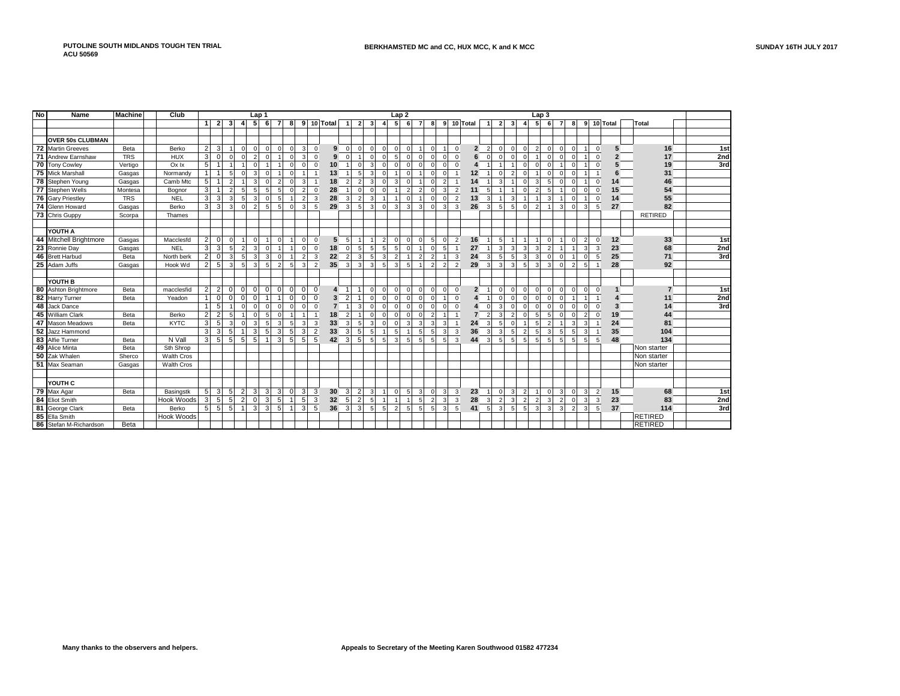**PUTOLINE SOUTH MIDLANDS TOUGH TEN TRIAL**
**ACU 50569**

**BERKHAMSTED MC and CC, HUX MCC, K and K MCC**

**SUNDAY 16TH JULY 2017**

| No | Name | Machine | Club | L1-1 | L1-2 | L1-3 | L1-4 | L1-5 | L1-6 | L1-7 | L1-8 | L1-9 | L1-10 | Lap 1 Total | L2-1 | L2-2 | L2-3 | L2-4 | L2-5 | L2-6 | L2-7 | L2-8 | L2-9 | L2-10 | Lap 2 Total | L3-1 | L3-2 | L3-3 | L3-4 | L3-5 | L3-6 | L3-7 | L3-8 | L3-9 | L3-10 | Lap 3 Total | Total | |
|---|---|---|---|---|---|---|---|---|---|---|---|---|---|---|---|---|---|---|---|---|---|---|---|---|---|---|---|---|---|---|---|---|---|---|---|---|---|---|
| | **OVER 50s CLUBMAN** | | | | | | | | | | | | | | | | | | | | | | | | | | | | | | | | | | | | | |
| 72 | Martin Greeves | Beta | Berko | 2 | 3 | 1 | 0 | 0 | 0 | 0 | 0 | 3 | 0 | 9 | 0 | 0 | 0 | 0 | 0 | 0 | 1 | 0 | 1 | 0 | 2 | 2 | 0 | 0 | 0 | 2 | 0 | 0 | 0 | 1 | 0 | 5 | 16 | 1st |
| 71 | Andrew Earnshaw | TRS | HUX | 3 | 0 | 0 | 0 | 2 | 0 | 1 | 0 | 3 | 0 | 9 | 0 | 1 | 0 | 0 | 5 | 0 | 0 | 0 | 0 | 0 | 6 | 0 | 0 | 0 | 0 | 1 | 0 | 0 | 0 | 1 | 0 | 2 | 17 | 2nd |
| 70 | Tony Cowley | Vertigo | Ox Ix | 5 | 1 | 1 | 1 | 0 | 1 | 1 | 0 | 0 | 0 | 10 | 1 | 0 | 3 | 0 | 0 | 0 | 0 | 0 | 0 | 0 | 4 | 1 | 1 | 1 | 0 | 0 | 0 | 1 | 0 | 1 | 0 | 5 | 19 | 3rd |
| 75 | Mick Marshall | Gasgas | Normandy | 1 | 1 | 5 | 0 | 3 | 0 | 1 | 0 | 1 | 1 | 13 | 1 | 5 | 3 | 0 | 1 | 0 | 1 | 0 | 0 | 1 | 12 | 1 | 0 | 2 | 0 | 1 | 0 | 0 | 0 | 1 | 1 | 6 | 31 | |
| 78 | Stephen Young | Gasgas | Camb Mtc | 5 | 1 | 2 | 1 | 3 | 0 | 2 | 0 | 3 | 1 | 18 | 2 | 2 | 3 | 0 | 3 | 0 | 1 | 0 | 2 | 1 | 14 | 1 | 3 | 1 | 0 | 3 | 5 | 0 | 0 | 1 | 0 | 14 | 46 | |
| 77 | Stephen Wells | Montesa | Bognor | 3 | 1 | 2 | 5 | 5 | 5 | 5 | 0 | 2 | 0 | 28 | 1 | 0 | 0 | 0 | 1 | 2 | 2 | 0 | 3 | 2 | 11 | 5 | 1 | 1 | 0 | 2 | 5 | 1 | 0 | 0 | 0 | 15 | 54 | |
| 76 | Gary Priestley | TRS | NEL | 3 | 3 | 3 | 5 | 3 | 0 | 5 | 1 | 2 | 3 | 28 | 3 | 2 | 3 | 1 | 1 | 0 | 1 | 0 | 0 | 2 | 13 | 3 | 1 | 3 | 1 | 1 | 3 | 1 | 0 | 1 | 0 | 14 | 55 | |
| 74 | Glenn Howard | Gasgas | Berko | 3 | 3 | 3 | 0 | 2 | 5 | 5 | 0 | 3 | 5 | 29 | 3 | 5 | 3 | 0 | 3 | 3 | 3 | 0 | 3 | 3 | 26 | 3 | 5 | 5 | 0 | 2 | 1 | 3 | 0 | 3 | 5 | 27 | 82 | |
| 73 | Chris Guppy | Scorpa | Thames | | | | | | | | | | | | | | | | | | | | | | | | | | | | | | | | | | RETIRED | |
| | **YOUTH A** | | | | | | | | | | | | | | | | | | | | | | | | | | | | | | | | | | | | | |
| 44 | Mitchell Brightmore | Gasgas | Macclesfd | 2 | 0 | 0 | 1 | 0 | 1 | 0 | 1 | 0 | 0 | 5 | 5 | 1 | 1 | 2 | 0 | 0 | 0 | 5 | 0 | 2 | 16 | 1 | 5 | 1 | 1 | 1 | 0 | 1 | 0 | 2 | 0 | 12 | 33 | 1st |
| 23 | Ronnie Day | Gasgas | NEL | 3 | 3 | 5 | 2 | 3 | 0 | 1 | 1 | 0 | 0 | 18 | 0 | 5 | 5 | 5 | 5 | 0 | 1 | 0 | 5 | 1 | 27 | 1 | 3 | 3 | 3 | 3 | 2 | 1 | 1 | 3 | 3 | 23 | 68 | 2nd |
| 46 | Brett Harbud | Beta | North berk | 2 | 0 | 3 | 5 | 3 | 3 | 0 | 1 | 2 | 3 | 22 | 2 | 3 | 5 | 3 | 2 | 1 | 2 | 2 | 1 | 3 | 24 | 3 | 5 | 5 | 3 | 3 | 0 | 0 | 1 | 0 | 5 | 25 | 71 | 3rd |
| 25 | Adam Juffs | Gasgas | Hook Wd | 2 | 5 | 3 | 5 | 3 | 5 | 2 | 5 | 3 | 2 | 35 | 3 | 3 | 3 | 5 | 3 | 5 | 1 | 2 | 2 | 2 | 29 | 3 | 3 | 3 | 5 | 3 | 3 | 0 | 2 | 5 | 1 | 28 | 92 | |
| | **YOUTH B** | | | | | | | | | | | | | | | | | | | | | | | | | | | | | | | | | | | | | |
| 80 | Ashton Brightmore | Beta | macclesfid | 2 | 2 | 0 | 0 | 0 | 0 | 0 | 0 | 0 | 0 | 4 | 1 | 1 | 0 | 0 | 0 | 0 | 0 | 0 | 0 | 0 | 2 | 1 | 0 | 0 | 0 | 0 | 0 | 0 | 0 | 0 | 0 | 1 | 7 | 1st |
| 82 | Harry Turner | Beta | Yeadon | 1 | 0 | 0 | 0 | 0 | 1 | 1 | 0 | 0 | 0 | 3 | 2 | 1 | 0 | 0 | 0 | 0 | 0 | 0 | 1 | 0 | 4 | 1 | 0 | 0 | 0 | 0 | 0 | 0 | 1 | 1 | 1 | 4 | 11 | 2nd |
| 48 | Jack Dance | | | 1 | 5 | 1 | 0 | 0 | 0 | 0 | 0 | 0 | 0 | 7 | 1 | 3 | 0 | 0 | 0 | 0 | 0 | 0 | 0 | 0 | 4 | 0 | 3 | 0 | 0 | 0 | 0 | 0 | 0 | 0 | 0 | 3 | 14 | 3rd |
| 45 | William Clark | Beta | Berko | 2 | 2 | 5 | 1 | 0 | 5 | 0 | 1 | 1 | 1 | 18 | 2 | 1 | 0 | 0 | 0 | 0 | 0 | 2 | 1 | 1 | 7 | 2 | 3 | 2 | 0 | 5 | 5 | 0 | 0 | 2 | 0 | 19 | 44 | |
| 47 | Mason Meadows | Beta | KYTC | 3 | 5 | 3 | 0 | 3 | 5 | 3 | 5 | 3 | 3 | 33 | 3 | 5 | 3 | 0 | 0 | 3 | 3 | 3 | 3 | 1 | 24 | 3 | 5 | 0 | 1 | 5 | 2 | 1 | 3 | 3 | 1 | 24 | 81 | |
| 52 | Jazz Hammond | | | 3 | 3 | 5 | 1 | 3 | 5 | 3 | 5 | 3 | 2 | 33 | 3 | 5 | 5 | 1 | 5 | 1 | 5 | 5 | 3 | 3 | 36 | 3 | 3 | 5 | 2 | 5 | 3 | 5 | 5 | 3 | 1 | 35 | 104 | |
| 83 | Alfie Turner | Beta | N Vall | 3 | 5 | 5 | 5 | 5 | 1 | 3 | 5 | 5 | 5 | 42 | 3 | 5 | 5 | 5 | 3 | 5 | 5 | 5 | 5 | 3 | 44 | 3 | 5 | 5 | 5 | 5 | 5 | 5 | 5 | 5 | 5 | 48 | 134 | |
| 49 | Alice Minta | Beta | Sth Shrop | | | | | | | | | | | | | | | | | | | | | | | | | | | | | | | | | | Non starter | |
| 50 | Zak Whalen | Sherco | Walth Cros | | | | | | | | | | | | | | | | | | | | | | | | | | | | | | | | | | Non starter | |
| 51 | Max Seaman | Gasgas | Walth Cros | | | | | | | | | | | | | | | | | | | | | | | | | | | | | | | | | | Non starter | |
| | **YOUTH C** | | | | | | | | | | | | | | | | | | | | | | | | | | | | | | | | | | | | | |
| 79 | Max Agar | Beta | Basingstk | 5 | 3 | 5 | 2 | 3 | 3 | 3 | 0 | 3 | 3 | 30 | 3 | 2 | 3 | 1 | 0 | 5 | 3 | 0 | 3 | 3 | 23 | 1 | 0 | 3 | 2 | 1 | 0 | 3 | 0 | 3 | 2 | 15 | 68 | 1st |
| 84 | Eliot Smith | | Hook Woods | 3 | 5 | 5 | 2 | 0 | 3 | 5 | 1 | 5 | 3 | 32 | 5 | 2 | 5 | 1 | 1 | 1 | 5 | 2 | 3 | 3 | 28 | 3 | 2 | 3 | 2 | 2 | 3 | 2 | 0 | 3 | 3 | 23 | 83 | 2nd |
| 81 | George Clark | Beta | Berko | 5 | 5 | 5 | 1 | 3 | 3 | 5 | 1 | 3 | 5 | 36 | 3 | 3 | 5 | 5 | 2 | 5 | 5 | 5 | 3 | 5 | 41 | 5 | 3 | 5 | 5 | 3 | 3 | 3 | 2 | 3 | 5 | 37 | 114 | 3rd |
| 85 | Ella Smith | | Hook Woods | | | | | | | | | | | | | | | | | | | | | | | | | | | | | | | | | | RETIRED | |
| 86 | Stefan M-Richardson | Beta | | | | | | | | | | | | | | | | | | | | | | | | | | | | | | | | | | | RETIRED | |

**Many thanks to the observers and helpers.**

**Appeals to Secretary of the Meeting Karen Southwood 01582 477234**